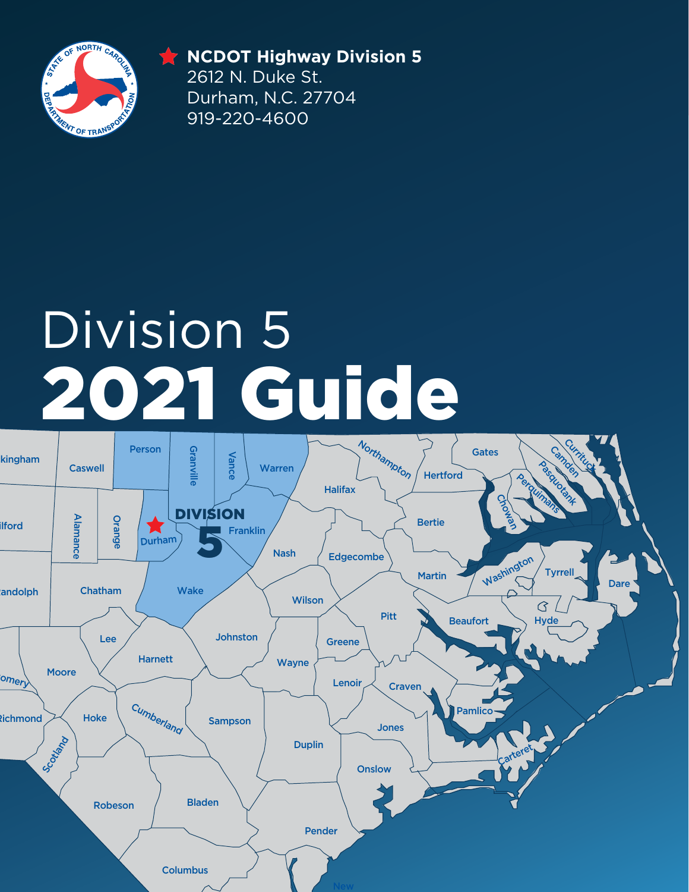**NCDOT Highway Division 5**
2612 N. Duke St.
Durham, N.C. 27704
919-220-4600

# Division 5
# 2021 Guide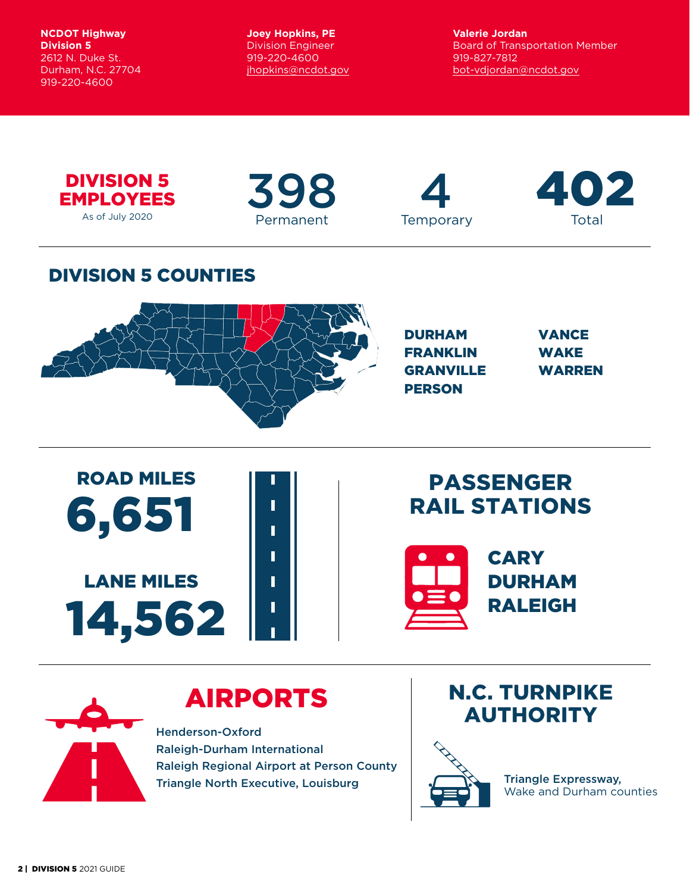**NCDOT Highway Division 5**
2612 N. Duke St.
Durham, N.C. 27704
919-220-4600

**Joey Hopkins, PE**
Division Engineer
919-220-4600
jhopkins@ncdot.gov

**Valerie Jordan**
Board of Transportation Member
919-827-7812
bot-vdjordan@ncdot.gov

## DIVISION 5 EMPLOYEES

As of July 2020

| Permanent | Temporary | Total |
|---|---|---|
| 398 | 4 | 402 |

## DIVISION 5 COUNTIES

- DURHAM
- FRANKLIN
- GRANVILLE
- PERSON
- VANCE
- WAKE
- WARREN

## ROAD MILES

**6,651**

## LANE MILES

**14,562**

## PASSENGER RAIL STATIONS

- CARY
- DURHAM
- RALEIGH

## AIRPORTS

- Henderson-Oxford
- Raleigh-Durham International
- Raleigh Regional Airport at Person County
- Triangle North Executive, Louisburg

## N.C. TURNPIKE AUTHORITY

**Triangle Expressway,**
Wake and Durham counties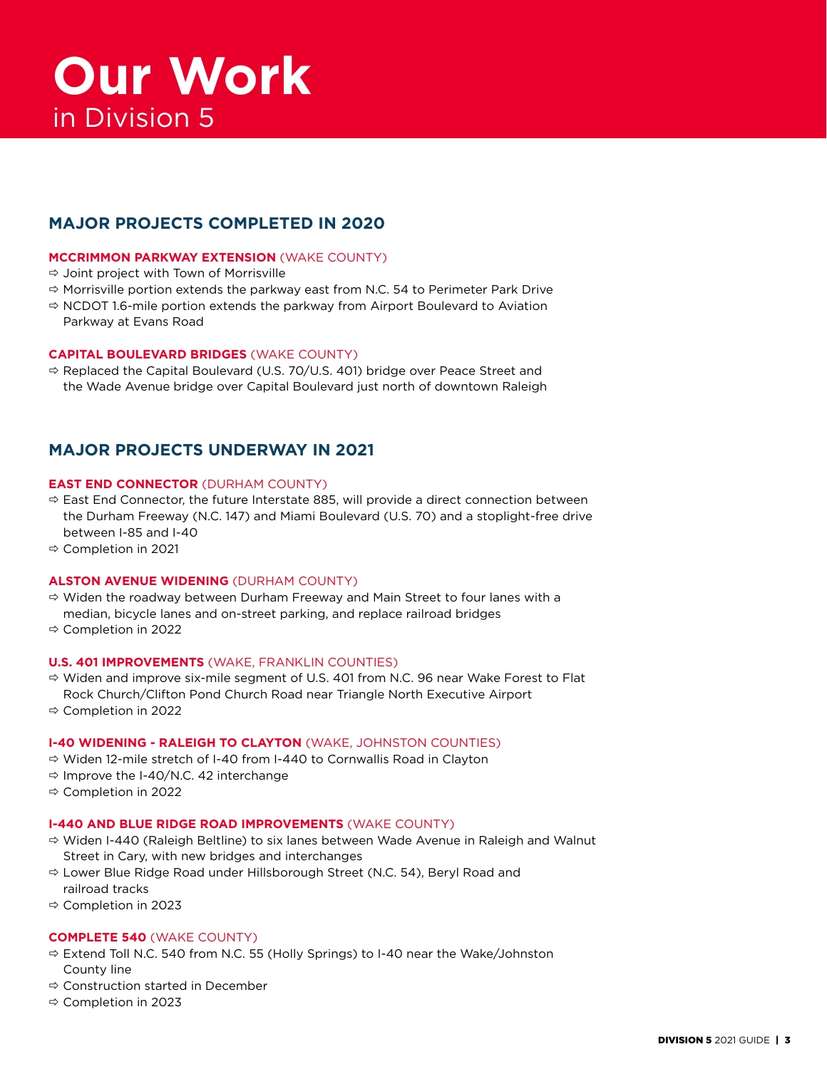# Our Work
in Division 5

## MAJOR PROJECTS COMPLETED IN 2020

### MCCRIMMON PARKWAY EXTENSION (WAKE COUNTY)

- Joint project with Town of Morrisville
- Morrisville portion extends the parkway east from N.C. 54 to Perimeter Park Drive
- NCDOT 1.6-mile portion extends the parkway from Airport Boulevard to Aviation Parkway at Evans Road

### CAPITAL BOULEVARD BRIDGES (WAKE COUNTY)

- Replaced the Capital Boulevard (U.S. 70/U.S. 401) bridge over Peace Street and the Wade Avenue bridge over Capital Boulevard just north of downtown Raleigh

## MAJOR PROJECTS UNDERWAY IN 2021

### EAST END CONNECTOR (DURHAM COUNTY)

- East End Connector, the future Interstate 885, will provide a direct connection between the Durham Freeway (N.C. 147) and Miami Boulevard (U.S. 70) and a stoplight-free drive between I-85 and I-40
- Completion in 2021

### ALSTON AVENUE WIDENING (DURHAM COUNTY)

- Widen the roadway between Durham Freeway and Main Street to four lanes with a median, bicycle lanes and on-street parking, and replace railroad bridges
- Completion in 2022

### U.S. 401 IMPROVEMENTS (WAKE, FRANKLIN COUNTIES)

- Widen and improve six-mile segment of U.S. 401 from N.C. 96 near Wake Forest to Flat Rock Church/Clifton Pond Church Road near Triangle North Executive Airport
- Completion in 2022

### I-40 WIDENING - RALEIGH TO CLAYTON (WAKE, JOHNSTON COUNTIES)

- Widen 12-mile stretch of I-40 from I-440 to Cornwallis Road in Clayton
- Improve the I-40/N.C. 42 interchange
- Completion in 2022

### I-440 AND BLUE RIDGE ROAD IMPROVEMENTS (WAKE COUNTY)

- Widen I-440 (Raleigh Beltline) to six lanes between Wade Avenue in Raleigh and Walnut Street in Cary, with new bridges and interchanges
- Lower Blue Ridge Road under Hillsborough Street (N.C. 54), Beryl Road and railroad tracks
- Completion in 2023

### COMPLETE 540 (WAKE COUNTY)

- Extend Toll N.C. 540 from N.C. 55 (Holly Springs) to I-40 near the Wake/Johnston County line
- Construction started in December
- Completion in 2023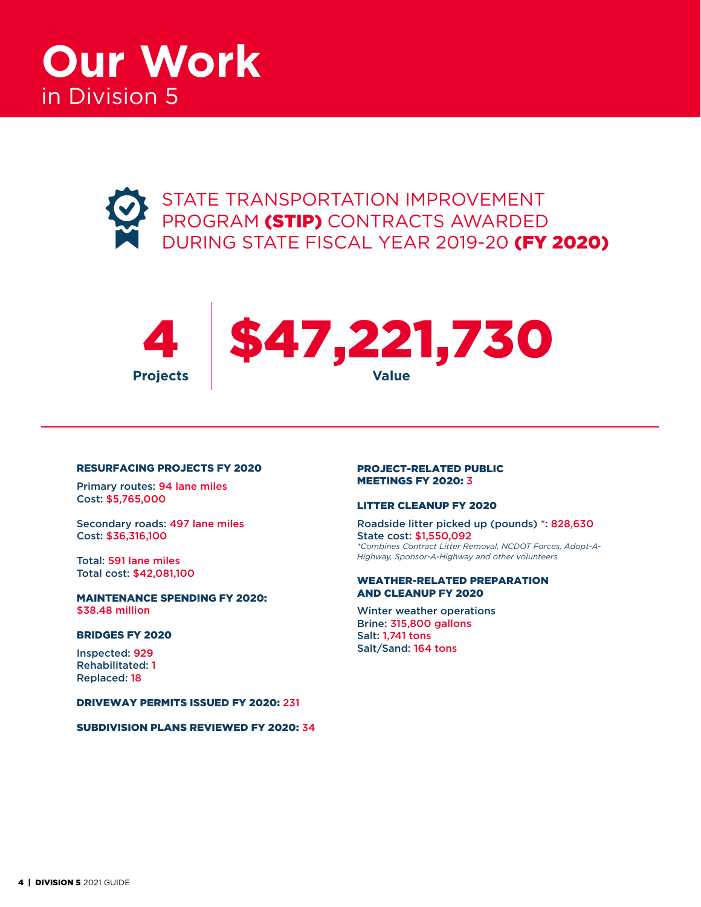# Our Work
in Division 5

## STATE TRANSPORTATION IMPROVEMENT PROGRAM **(STIP)** CONTRACTS AWARDED DURING STATE FISCAL YEAR 2019-20 **(FY 2020)**

**4**
Projects

**$47,221,730**
Value

---

### RESURFACING PROJECTS FY 2020

Primary routes: 94 lane miles
Cost: $5,765,000

Secondary roads: 497 lane miles
Cost: $36,316,100

Total: 591 lane miles
Total cost: $42,081,100

### MAINTENANCE SPENDING FY 2020: $38.48 million

### BRIDGES FY 2020

Inspected: 929
Rehabilitated: 1
Replaced: 18

### DRIVEWAY PERMITS ISSUED FY 2020: 231

### SUBDIVISION PLANS REVIEWED FY 2020: 34

### PROJECT-RELATED PUBLIC MEETINGS FY 2020: 3

### LITTER CLEANUP FY 2020

Roadside litter picked up (pounds) *: 828,630
State cost: $1,550,092
*\*Combines Contract Litter Removal, NCDOT Forces, Adopt-A-Highway, Sponsor-A-Highway and other volunteers*

### WEATHER-RELATED PREPARATION AND CLEANUP FY 2020

Winter weather operations
Brine: 315,800 gallons
Salt: 1,741 tons
Salt/Sand: 164 tons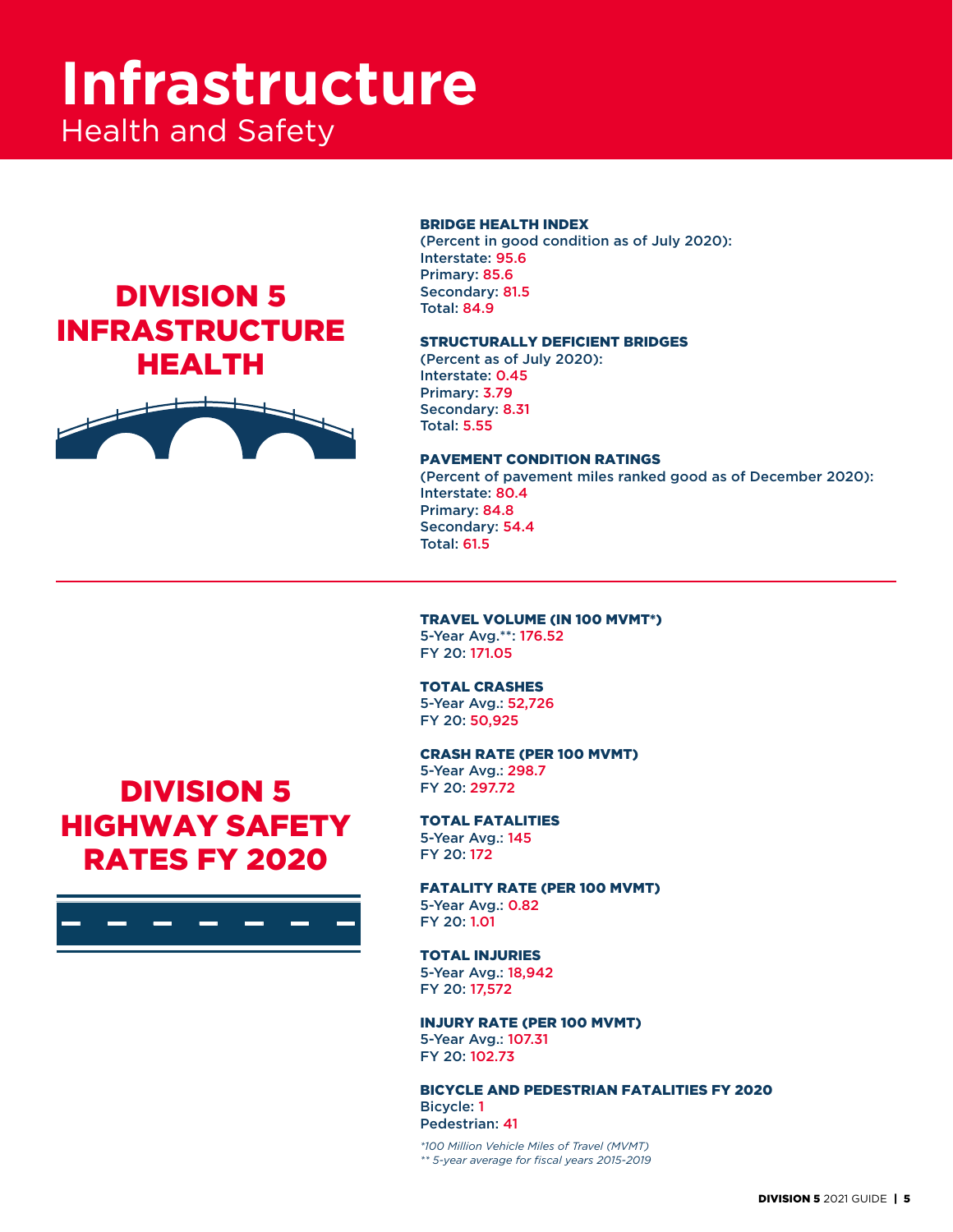# Infrastructure

Health and Safety

## DIVISION 5 INFRASTRUCTURE HEALTH

**BRIDGE HEALTH INDEX**
(Percent in good condition as of July 2020):
Interstate: 95.6
Primary: 85.6
Secondary: 81.5
Total: 84.9

**STRUCTURALLY DEFICIENT BRIDGES**
(Percent as of July 2020):
Interstate: 0.45
Primary: 3.79
Secondary: 8.31
Total: 5.55

**PAVEMENT CONDITION RATINGS**
(Percent of pavement miles ranked good as of December 2020):
Interstate: 80.4
Primary: 84.8
Secondary: 54.4
Total: 61.5

## DIVISION 5 HIGHWAY SAFETY RATES FY 2020

**TRAVEL VOLUME (IN 100 MVMT*)**
5-Year Avg.**: 176.52
FY 20: 171.05

**TOTAL CRASHES**
5-Year Avg.: 52,726
FY 20: 50,925

**CRASH RATE (PER 100 MVMT)**
5-Year Avg.: 298.7
FY 20: 297.72

**TOTAL FATALITIES**
5-Year Avg.: 145
FY 20: 172

**FATALITY RATE (PER 100 MVMT)**
5-Year Avg.: 0.82
FY 20: 1.01

**TOTAL INJURIES**
5-Year Avg.: 18,942
FY 20: 17,572

**INJURY RATE (PER 100 MVMT)**
5-Year Avg.: 107.31
FY 20: 102.73

**BICYCLE AND PEDESTRIAN FATALITIES FY 2020**
Bicycle: 1
Pedestrian: 41

*\*100 Million Vehicle Miles of Travel (MVMT)*
*\*\* 5-year average for fiscal years 2015-2019*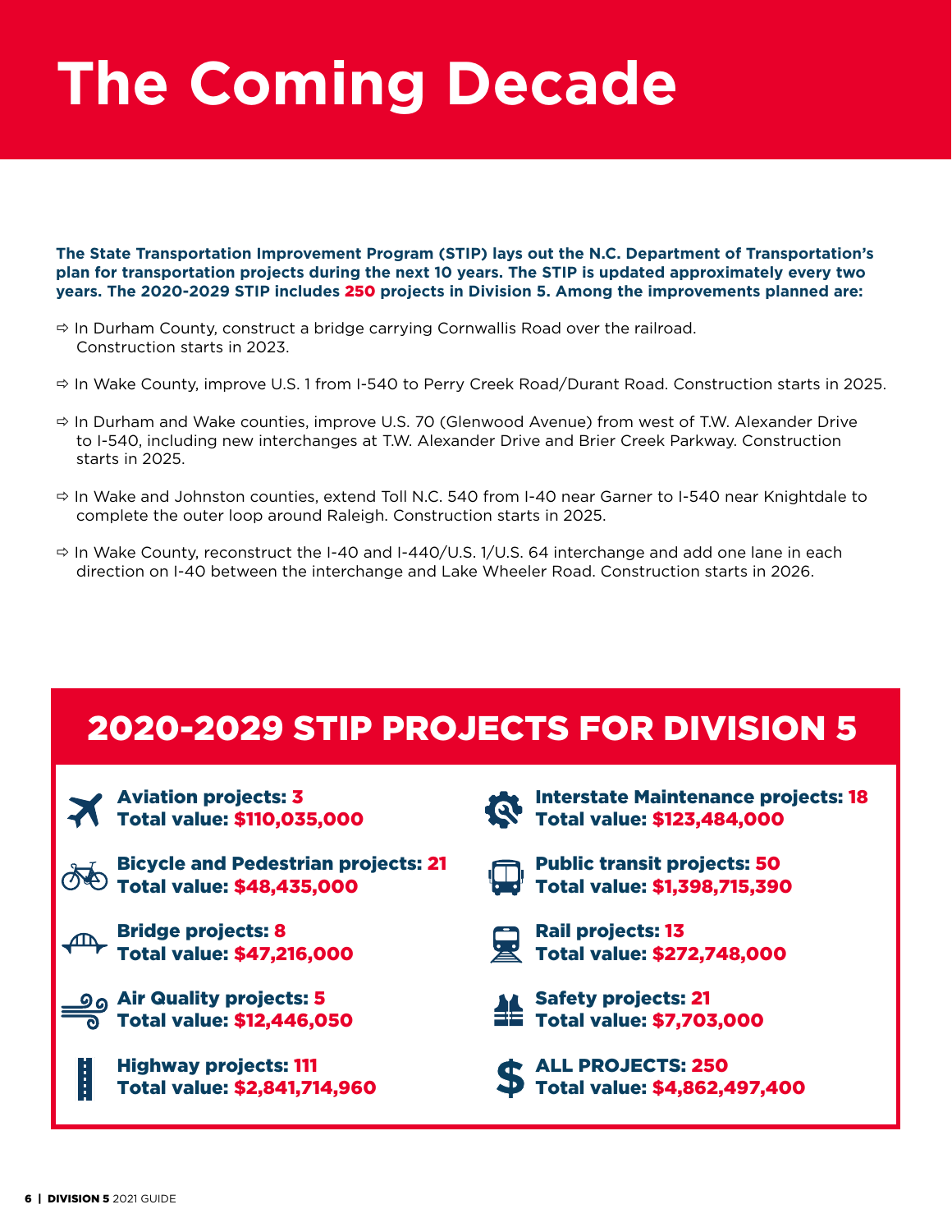# The Coming Decade

**The State Transportation Improvement Program (STIP) lays out the N.C. Department of Transportation's plan for transportation projects during the next 10 years. The STIP is updated approximately every two years. The 2020-2029 STIP includes 250 projects in Division 5. Among the improvements planned are:**

- ⇨ In Durham County, construct a bridge carrying Cornwallis Road over the railroad. Construction starts in 2023.
- ⇨ In Wake County, improve U.S. 1 from I-540 to Perry Creek Road/Durant Road. Construction starts in 2025.
- ⇨ In Durham and Wake counties, improve U.S. 70 (Glenwood Avenue) from west of T.W. Alexander Drive to I-540, including new interchanges at T.W. Alexander Drive and Brier Creek Parkway. Construction starts in 2025.
- ⇨ In Wake and Johnston counties, extend Toll N.C. 540 from I-40 near Garner to I-540 near Knightdale to complete the outer loop around Raleigh. Construction starts in 2025.
- ⇨ In Wake County, reconstruct the I-40 and I-440/U.S. 1/U.S. 64 interchange and add one lane in each direction on I-40 between the interchange and Lake Wheeler Road. Construction starts in 2026.

## 2020-2029 STIP PROJECTS FOR DIVISION 5

**Aviation projects: 3**
**Total value: $110,035,000**

**Bicycle and Pedestrian projects: 21**
**Total value: $48,435,000**

**Bridge projects: 8**
**Total value: $47,216,000**

**Air Quality projects: 5**
**Total value: $12,446,050**

**Highway projects: 111**
**Total value: $2,841,714,960**

**Interstate Maintenance projects: 18**
**Total value: $123,484,000**

**Public transit projects: 50**
**Total value: $1,398,715,390**

**Rail projects: 13**
**Total value: $272,748,000**

**Safety projects: 21**
**Total value: $7,703,000**

**ALL PROJECTS: 250**
**Total value: $4,862,497,400**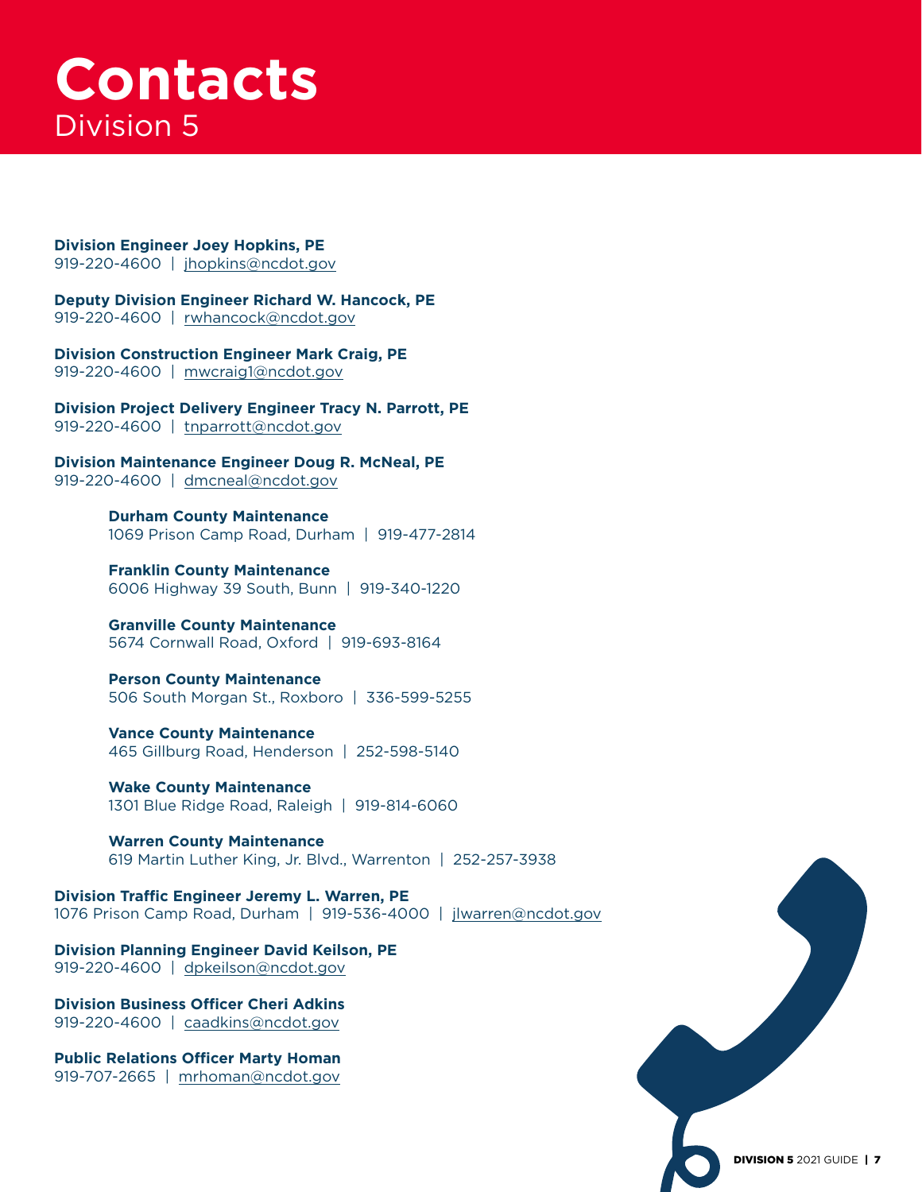# Contacts

## Division 5

**Division Engineer Joey Hopkins, PE**
919-220-4600 | jhopkins@ncdot.gov

**Deputy Division Engineer Richard W. Hancock, PE**
919-220-4600 | rwhancock@ncdot.gov

**Division Construction Engineer Mark Craig, PE**
919-220-4600 | mwcraig1@ncdot.gov

**Division Project Delivery Engineer Tracy N. Parrott, PE**
919-220-4600 | tnparrott@ncdot.gov

**Division Maintenance Engineer Doug R. McNeal, PE**
919-220-4600 | dmcneal@ncdot.gov

> **Durham County Maintenance**
> 1069 Prison Camp Road, Durham | 919-477-2814
>
> **Franklin County Maintenance**
> 6006 Highway 39 South, Bunn | 919-340-1220
>
> **Granville County Maintenance**
> 5674 Cornwall Road, Oxford | 919-693-8164
>
> **Person County Maintenance**
> 506 South Morgan St., Roxboro | 336-599-5255
>
> **Vance County Maintenance**
> 465 Gillburg Road, Henderson | 252-598-5140
>
> **Wake County Maintenance**
> 1301 Blue Ridge Road, Raleigh | 919-814-6060
>
> **Warren County Maintenance**
> 619 Martin Luther King, Jr. Blvd., Warrenton | 252-257-3938

**Division Traffic Engineer Jeremy L. Warren, PE**
1076 Prison Camp Road, Durham | 919-536-4000 | jlwarren@ncdot.gov

**Division Planning Engineer David Keilson, PE**
919-220-4600 | dpkeilson@ncdot.gov

**Division Business Officer Cheri Adkins**
919-220-4600 | caadkins@ncdot.gov

**Public Relations Officer Marty Homan**
919-707-2665 | mrhoman@ncdot.gov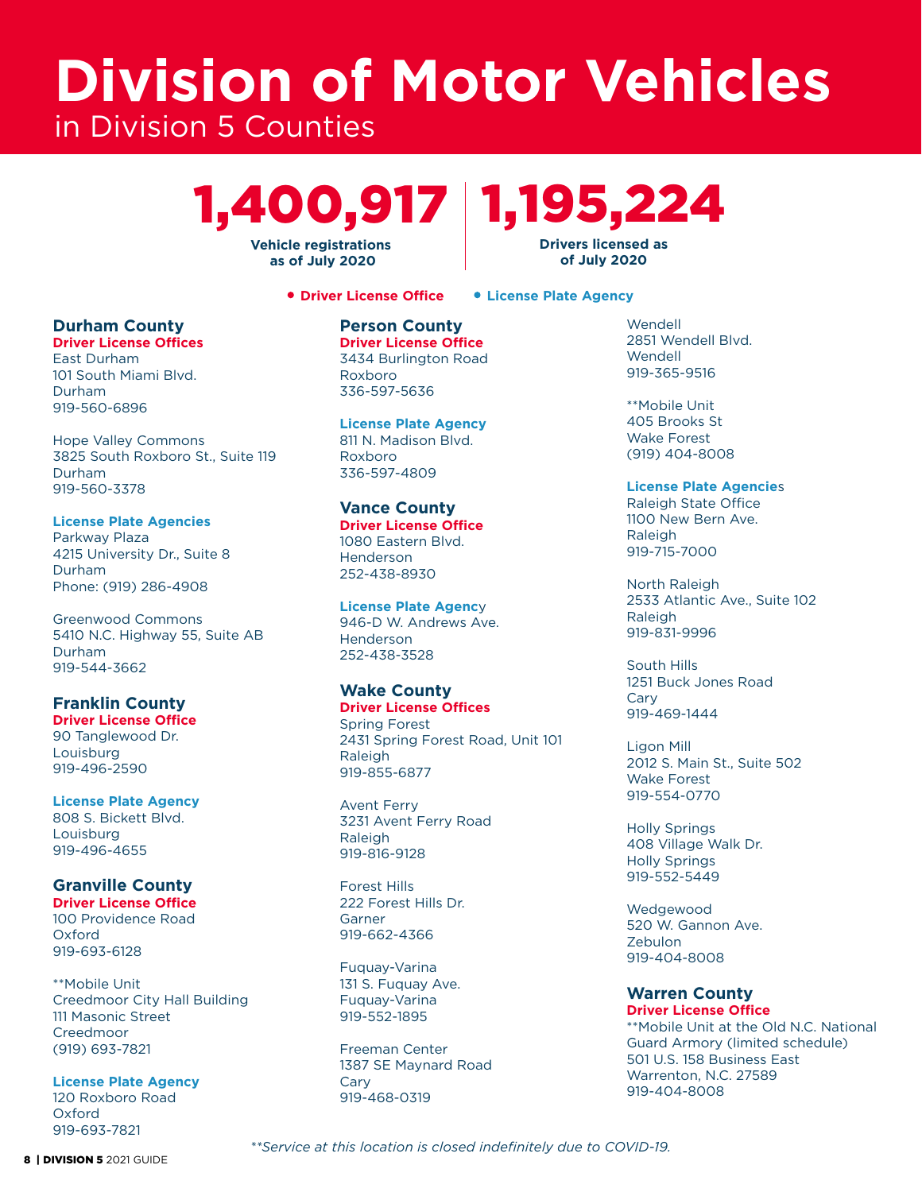# Division of Motor Vehicles

in Division 5 Counties

**1,400,917**

**Vehicle registrations as of July 2020**

**1,195,224**

**Drivers licensed as of July 2020**

• **Driver License Office** • **License Plate Agency**

## Durham County

**Driver License Offices**

East Durham
101 South Miami Blvd.
Durham
919-560-6896

Hope Valley Commons
3825 South Roxboro St., Suite 119
Durham
919-560-3378

**License Plate Agencies**

Parkway Plaza
4215 University Dr., Suite 8
Durham
Phone: (919) 286-4908

Greenwood Commons
5410 N.C. Highway 55, Suite AB
Durham
919-544-3662

## Franklin County

**Driver License Office**

90 Tanglewood Dr.
Louisburg
919-496-2590

**License Plate Agency**

808 S. Bickett Blvd.
Louisburg
919-496-4655

## Granville County

**Driver License Office**

100 Providence Road
Oxford
919-693-6128

**Mobile Unit
Creedmoor City Hall Building
111 Masonic Street
Creedmoor
(919) 693-7821

**License Plate Agency**

120 Roxboro Road
Oxford
919-693-7821

## Person County

**Driver License Office**

3434 Burlington Road
Roxboro
336-597-5636

**License Plate Agency**

811 N. Madison Blvd.
Roxboro
336-597-4809

## Vance County

**Driver License Office**

1080 Eastern Blvd.
Henderson
252-438-8930

**License Plate Agency**

946-D W. Andrews Ave.
Henderson
252-438-3528

## Wake County

**Driver License Offices**

Spring Forest
2431 Spring Forest Road, Unit 101
Raleigh
919-855-6877

Avent Ferry
3231 Avent Ferry Road
Raleigh
919-816-9128

Forest Hills
222 Forest Hills Dr.
Garner
919-662-4366

Fuquay-Varina
131 S. Fuquay Ave.
Fuquay-Varina
919-552-1895

Freeman Center
1387 SE Maynard Road
Cary
919-468-0319

Wendell
2851 Wendell Blvd.
Wendell
919-365-9516

**Mobile Unit
405 Brooks St
Wake Forest
(919) 404-8008

**License Plate Agencies**

Raleigh State Office
1100 New Bern Ave.
Raleigh
919-715-7000

North Raleigh
2533 Atlantic Ave., Suite 102
Raleigh
919-831-9996

South Hills
1251 Buck Jones Road
Cary
919-469-1444

Ligon Mill
2012 S. Main St., Suite 502
Wake Forest
919-554-0770

Holly Springs
408 Village Walk Dr.
Holly Springs
919-552-5449

Wedgewood
520 W. Gannon Ave.
Zebulon
919-404-8008

## Warren County

**Driver License Office**

**Mobile Unit at the Old N.C. National Guard Armory (limited schedule)
501 U.S. 158 Business East
Warrenton, N.C. 27589
919-404-8008

*\*\*Service at this location is closed indefinitely due to COVID-19.*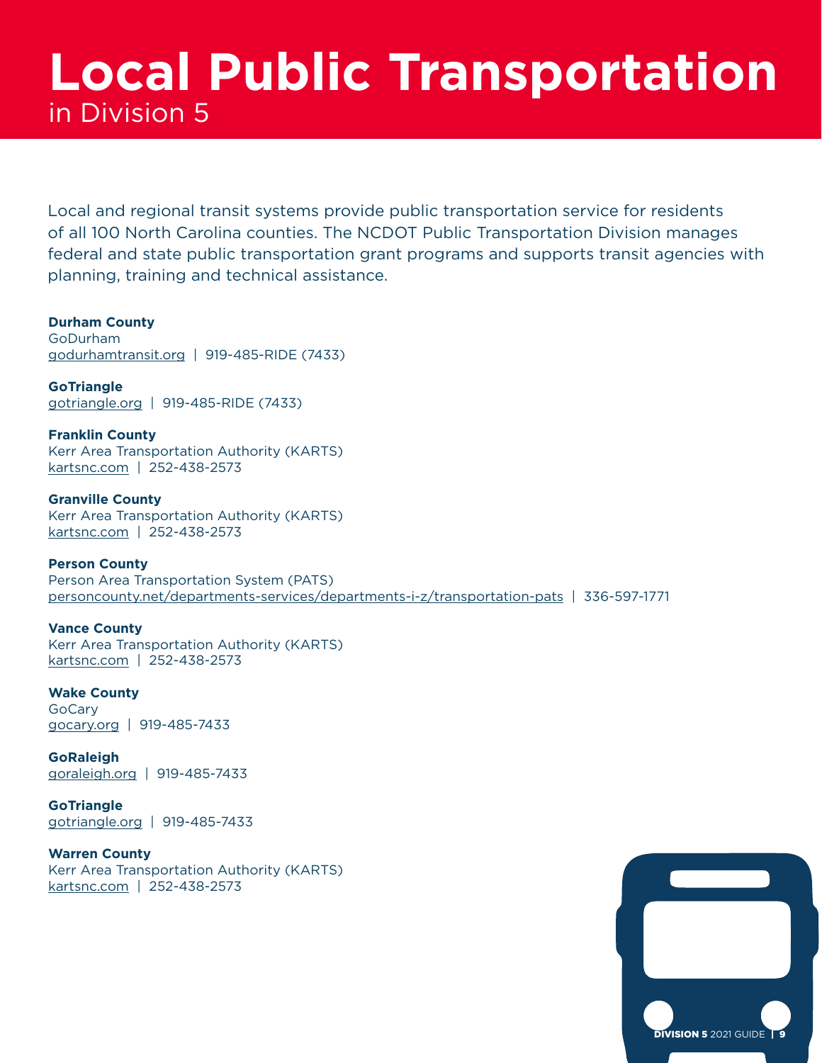# Local Public Transportation

## in Division 5

Local and regional transit systems provide public transportation service for residents of all 100 North Carolina counties. The NCDOT Public Transportation Division manages federal and state public transportation grant programs and supports transit agencies with planning, training and technical assistance.

**Durham County**
GoDurham
godurhamtransit.org | 919-485-RIDE (7433)

**GoTriangle**
gotriangle.org | 919-485-RIDE (7433)

**Franklin County**
Kerr Area Transportation Authority (KARTS)
kartsnc.com | 252-438-2573

**Granville County**
Kerr Area Transportation Authority (KARTS)
kartsnc.com | 252-438-2573

**Person County**
Person Area Transportation System (PATS)
personcounty.net/departments-services/departments-i-z/transportation-pats | 336-597-1771

**Vance County**
Kerr Area Transportation Authority (KARTS)
kartsnc.com | 252-438-2573

**Wake County**
GoCary
gocary.org | 919-485-7433

**GoRaleigh**
goraleigh.org | 919-485-7433

**GoTriangle**
gotriangle.org | 919-485-7433

**Warren County**
Kerr Area Transportation Authority (KARTS)
kartsnc.com | 252-438-2573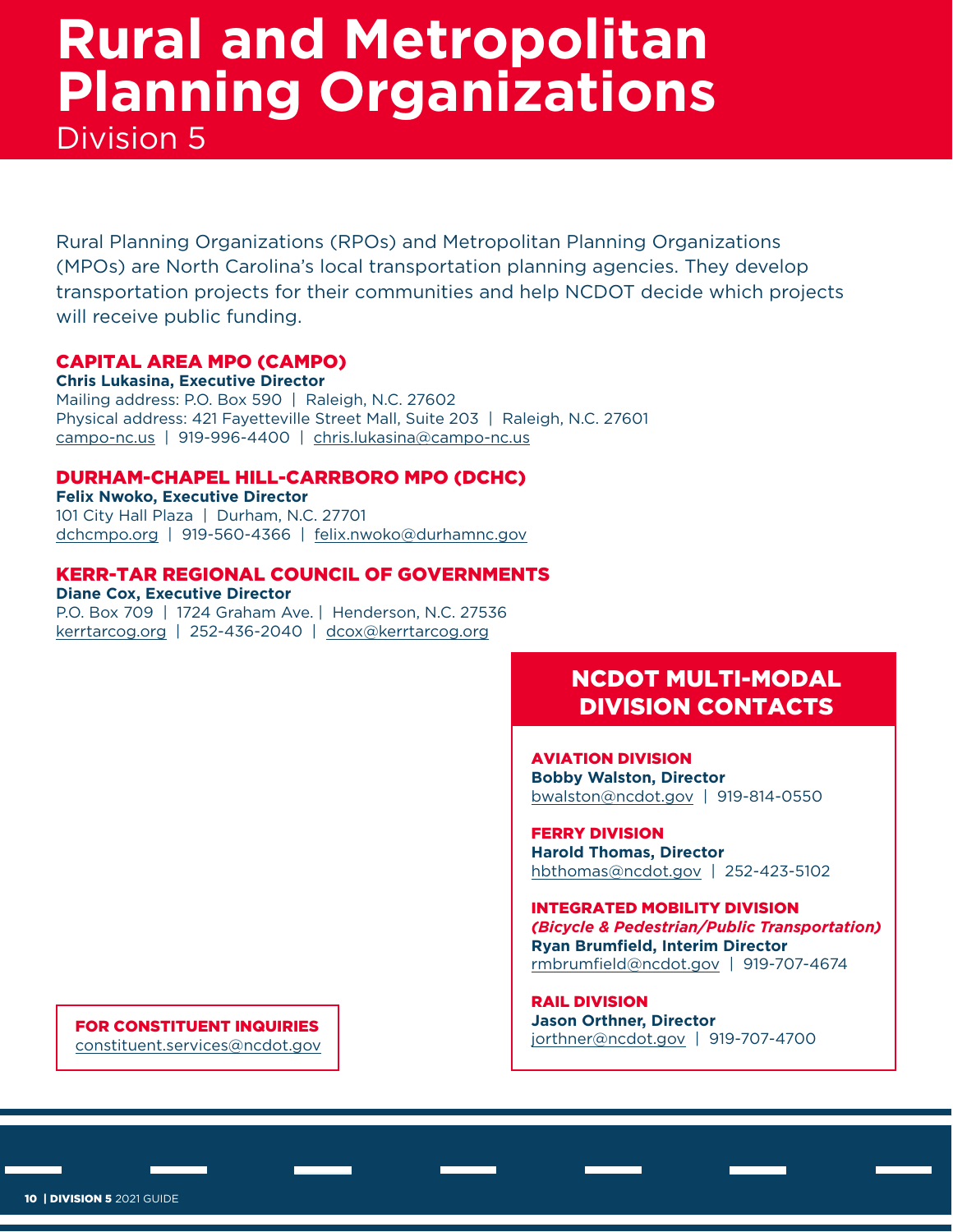# Rural and Metropolitan Planning Organizations

Division 5

Rural Planning Organizations (RPOs) and Metropolitan Planning Organizations (MPOs) are North Carolina's local transportation planning agencies. They develop transportation projects for their communities and help NCDOT decide which projects will receive public funding.

## CAPITAL AREA MPO (CAMPO)

**Chris Lukasina, Executive Director**
Mailing address: P.O. Box 590 | Raleigh, N.C. 27602
Physical address: 421 Fayetteville Street Mall, Suite 203 | Raleigh, N.C. 27601
campo-nc.us | 919-996-4400 | chris.lukasina@campo-nc.us

## DURHAM-CHAPEL HILL-CARRBORO MPO (DCHC)

**Felix Nwoko, Executive Director**
101 City Hall Plaza | Durham, N.C. 27701
dchcmpo.org | 919-560-4366 | felix.nwoko@durhamnc.gov

## KERR-TAR REGIONAL COUNCIL OF GOVERNMENTS

**Diane Cox, Executive Director**
P.O. Box 709 | 1724 Graham Ave. | Henderson, N.C. 27536
kerrtarcog.org | 252-436-2040 | dcox@kerrtarcog.org

## NCDOT MULTI-MODAL DIVISION CONTACTS

### AVIATION DIVISION

**Bobby Walston, Director**
bwalston@ncdot.gov | 919-814-0550

### FERRY DIVISION

**Harold Thomas, Director**
hbthomas@ncdot.gov | 252-423-5102

### INTEGRATED MOBILITY DIVISION

***(Bicycle & Pedestrian/Public Transportation)***
**Ryan Brumfield, Interim Director**
rmbrumfield@ncdot.gov | 919-707-4674

### RAIL DIVISION

**Jason Orthner, Director**
jorthner@ncdot.gov | 919-707-4700

**FOR CONSTITUENT INQUIRIES**
constituent.services@ncdot.gov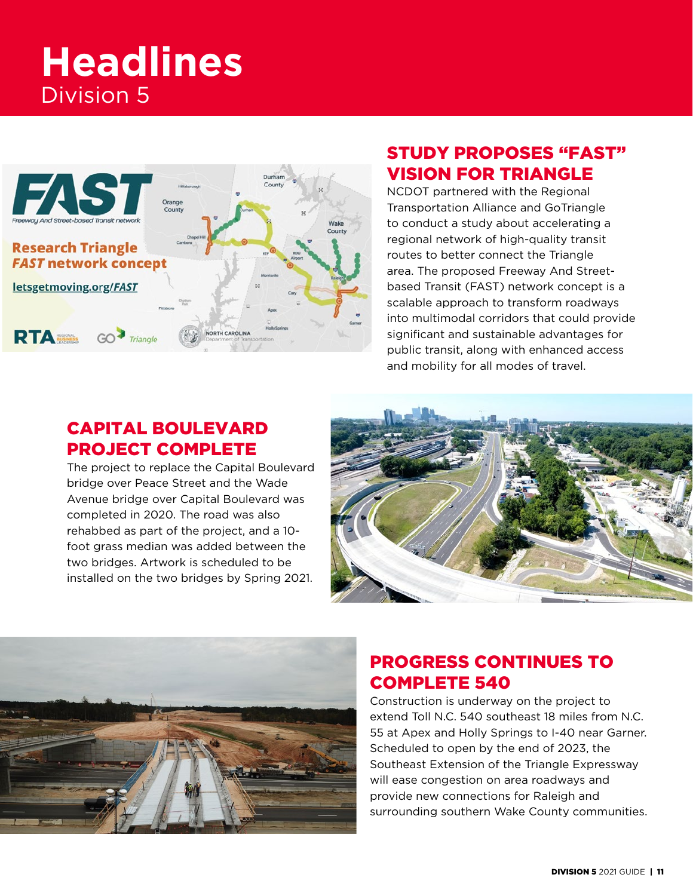# Headlines

Division 5

## STUDY PROPOSES "FAST" VISION FOR TRIANGLE

NCDOT partnered with the Regional Transportation Alliance and GoTriangle to conduct a study about accelerating a regional network of high-quality transit routes to better connect the Triangle area. The proposed Freeway And Street-based Transit (FAST) network concept is a scalable approach to transform roadways into multimodal corridors that could provide significant and sustainable advantages for public transit, along with enhanced access and mobility for all modes of travel.

## CAPITAL BOULEVARD PROJECT COMPLETE

The project to replace the Capital Boulevard bridge over Peace Street and the Wade Avenue bridge over Capital Boulevard was completed in 2020. The road was also rehabbed as part of the project, and a 10-foot grass median was added between the two bridges. Artwork is scheduled to be installed on the two bridges by Spring 2021.

## PROGRESS CONTINUES TO COMPLETE 540

Construction is underway on the project to extend Toll N.C. 540 southeast 18 miles from N.C. 55 at Apex and Holly Springs to I-40 near Garner. Scheduled to open by the end of 2023, the Southeast Extension of the Triangle Expressway will ease congestion on area roadways and provide new connections for Raleigh and surrounding southern Wake County communities.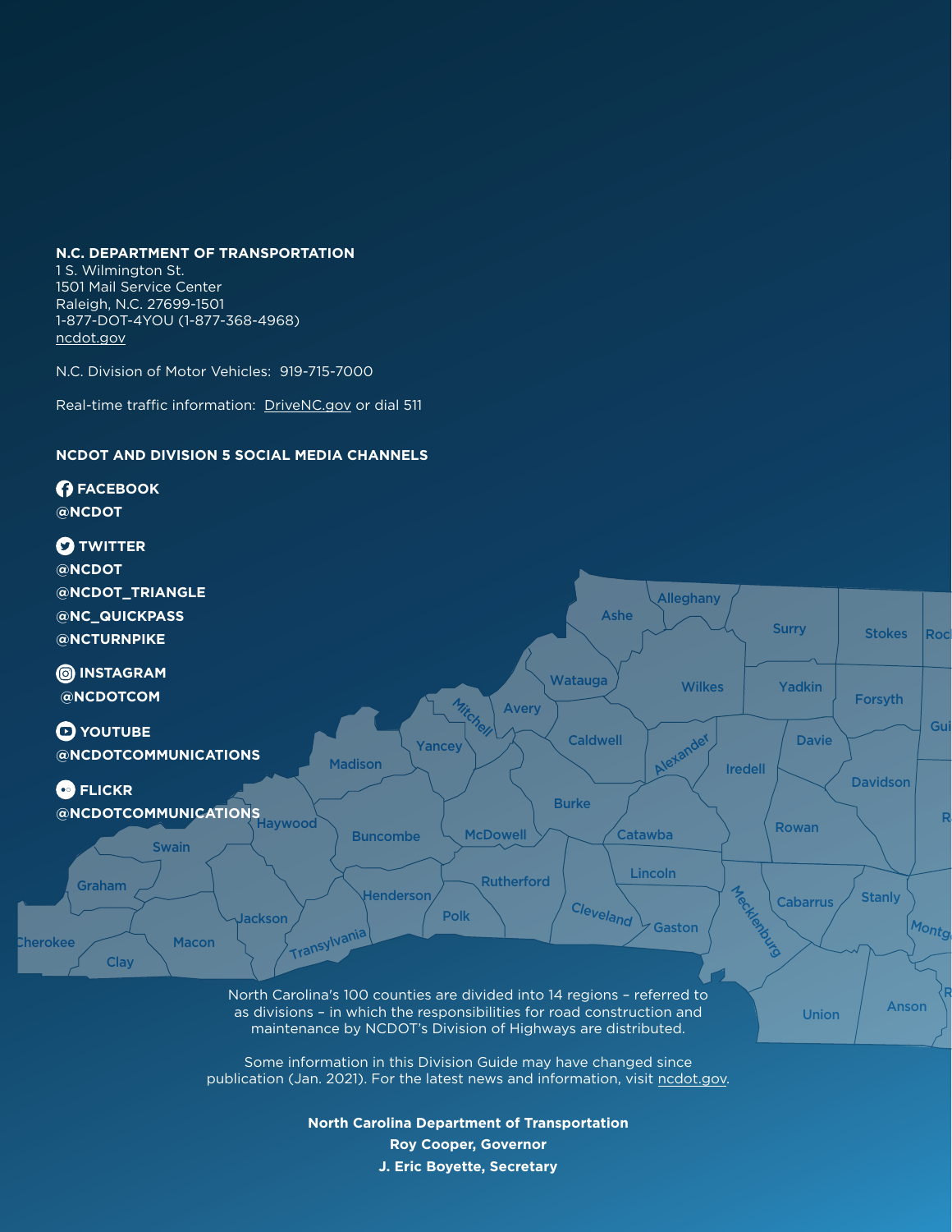**N.C. DEPARTMENT OF TRANSPORTATION**
1 S. Wilmington St.
1501 Mail Service Center
Raleigh, N.C. 27699-1501
1-877-DOT-4YOU (1-877-368-4968)
ncdot.gov

N.C. Division of Motor Vehicles: 919-715-7000

Real-time traffic information: DriveNC.gov or dial 511

**NCDOT AND DIVISION 5 SOCIAL MEDIA CHANNELS**

**FACEBOOK**
**@NCDOT**

**TWITTER**
**@NCDOT**
**@NCDOT_TRIANGLE**
**@NC_QUICKPASS**
**@NCTURNPIKE**

**INSTAGRAM**
**@NCDOTCOM**

**YOUTUBE**
**@NCDOTCOMMUNICATIONS**

**FLICKR**
**@NCDOTCOMMUNICATIONS**

Ashe
Alleghany
Surry
Stokes
Watauga
Wilkes
Yadkin
Forsyth
Mitchell
Avery
Yancey
Caldwell
Alexander
Davie
Madison
Iredell
Davidson
Burke
Haywood
Buncombe
McDowell
Catawba
Rowan
Swain
Lincoln
Graham
Rutherford
Henderson
Cabarrus
Stanly
Jackson
Polk
Cleveland
Gaston
Mecklenburg
Cherokee
Macon
Transylvania
Clay
Union
Anson

North Carolina's 100 counties are divided into 14 regions – referred to as divisions – in which the responsibilities for road construction and maintenance by NCDOT's Division of Highways are distributed.

Some information in this Division Guide may have changed since publication (Jan. 2021). For the latest news and information, visit ncdot.gov.

**North Carolina Department of Transportation**
**Roy Cooper, Governor**
**J. Eric Boyette, Secretary**